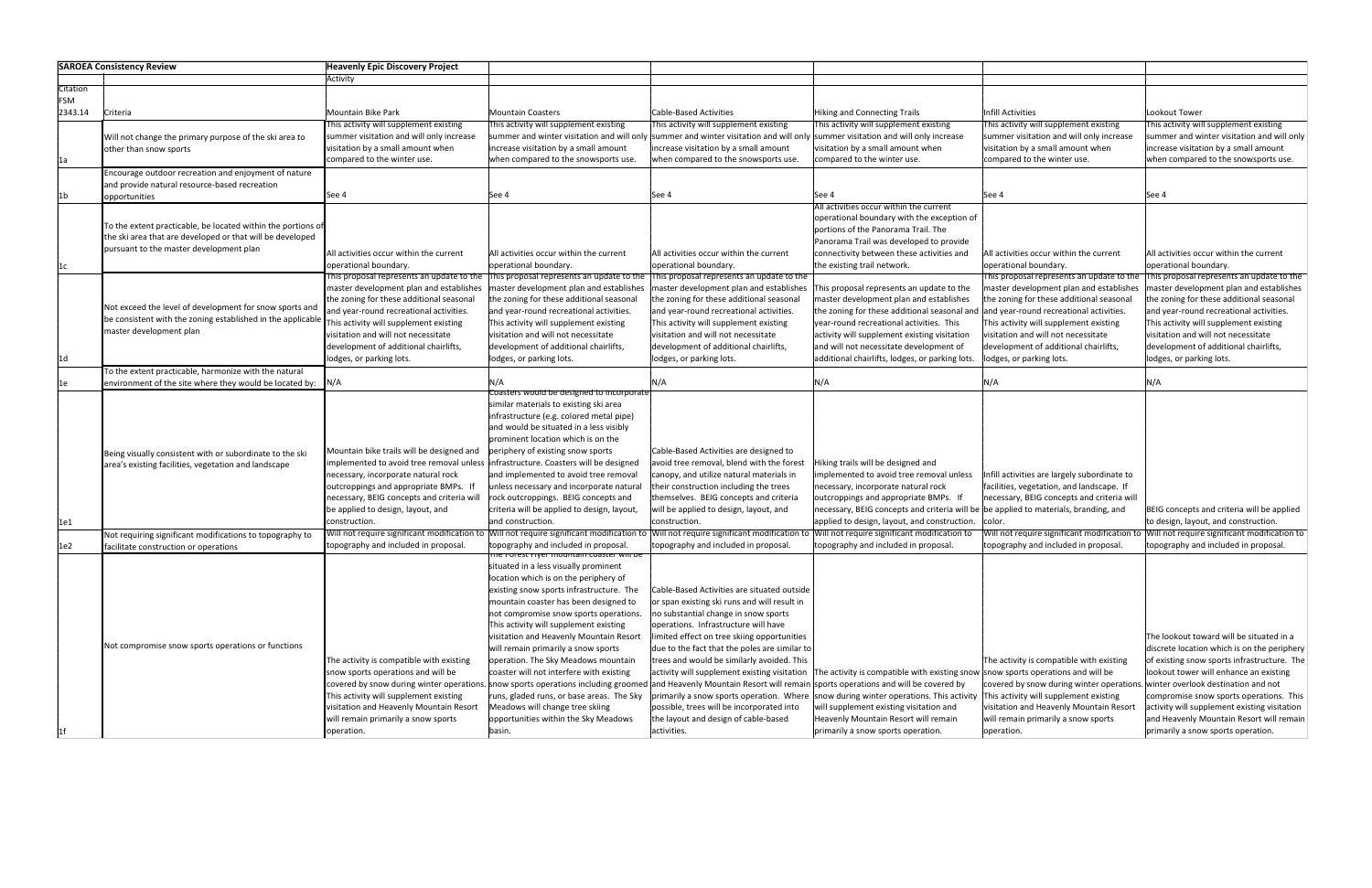| **SAROEA Consistency Review** | | **Heavenly Epic Discovery Project** | | | | | |
|---|---|---|---|---|---|---|---|
| | | Activity | | | | | |
| Citation FSM 2343.14 | Criteria | Mountain Bike Park | Mountain Coasters | Cable-Based Activities | Hiking and Connecting Trails | Infill Activities | Lookout Tower |
| 1a | Will not change the primary purpose of the ski area to other than snow sports | This activity will supplement existing summer visitation and will only increase visitation by a small amount when compared to the winter use. | This activity will supplement existing summer and winter visitation and will only increase visitation by a small amount when compared to the snowsports use. | This activity will supplement existing summer and winter visitation and will only increase visitation by a small amount when compared to the snowsports use. | This activity will supplement existing summer visitation and will only increase visitation by a small amount when compared to the winter use. | This activity will supplement existing summer visitation and will only increase visitation by a small amount when compared to the winter use. | This activity will supplement existing summer and winter visitation and will only increase visitation by a small amount when compared to the snowsports use. |
| 1b | Encourage outdoor recreation and enjoyment of nature and provide natural resource-based recreation opportunities | See 4 | See 4 | See 4 | See 4 | See 4 | See 4 |
| 1c | To the extent practicable, be located within the portions of the ski area that are developed or that will be developed pursuant to the master development plan | All activities occur within the current operational boundary. | All activities occur within the current operational boundary. | All activities occur within the current operational boundary. | All activities occur within the current operational boundary with the exception of portions of the Panorama Trail. The Panorama Trail was developed to provide connectivity between these activities and the existing trail network. | All activities occur within the current operational boundary. | All activities occur within the current operational boundary. |
| 1d | Not exceed the level of development for snow sports and be consistent with the zoning established in the applicable master development plan | This proposal represents an update to the master development plan and establishes the zoning for these additional seasonal and year-round recreational activities. This activity will supplement existing visitation and will not necessitate development of additional chairlifts, lodges, or parking lots. | This proposal represents an update to the master development plan and establishes the zoning for these additional seasonal and year-round recreational activities. This activity will supplement existing visitation and will not necessitate development of additional chairlifts, lodges, or parking lots. | This proposal represents an update to the master development plan and establishes the zoning for these additional seasonal and year-round recreational activities. This activity will supplement existing visitation and will not necessitate development of additional chairlifts, lodges, or parking lots. | This proposal represents an update to the master development plan and establishes the zoning for these additional seasonal and year-round recreational activities. This activity will supplement existing visitation and will not necessitate development of additional chairlifts, lodges, or parking lots. | This proposal represents an update to the master development plan and establishes the zoning for these additional seasonal and year-round recreational activities. This activity will supplement existing visitation and will not necessitate development of additional chairlifts, lodges, or parking lots. | This proposal represents an update to the master development plan and establishes the zoning for these additional seasonal and year-round recreational activities. This activity will supplement existing visitation and will not necessitate development of additional chairlifts, lodges, or parking lots. |
| 1e | To the extent practicable, harmonize with the natural environment of the site where they would be located by: | N/A | N/A | N/A | N/A | N/A | N/A |
| 1e1 | Being visually consistent with or subordinate to the ski area's existing facilities, vegetation and landscape | Mountain bike trails will be designed and implemented to avoid tree removal unless necessary, incorporate natural rock outcroppings and appropriate BMPs. If necessary, BEIG concepts and criteria will be applied to design, layout, and construction. | Coasters would be designed to incorporate similar materials to existing ski area infrastructure (e.g. colored metal pipe) and would be situated in a less visibly prominent location which is on the periphery of existing snow sports infrastructure. Coasters will be designed and implemented to avoid tree removal unless necessary and incorporate natural rock outcroppings. BEIG concepts and criteria will be applied to design, layout, and construction. | Cable-Based Activities are designed to avoid tree removal, blend with the forest canopy, and utilize natural materials in their construction including the trees themselves. BEIG concepts and criteria will be applied to design, layout, and construction. | Hiking trails will be designed and implemented to avoid tree removal unless necessary, incorporate natural rock outcroppings and appropriate BMPs. If necessary, BEIG concepts and criteria will be applied to design, layout, and construction. | Infill activities are largely subordinate to facilities, vegetation, and landscape. If necessary, BEIG concepts and criteria will be applied to materials, branding, and color. | BEIG concepts and criteria will be applied to design, layout, and construction. |
| 1e2 | Not requiring significant modifications to topography to facilitate construction or operations | Will not require significant modification to topography and included in proposal. | Will not require significant modification to topography and included in proposal. | Will not require significant modification to topography and included in proposal. | Will not require significant modification to topography and included in proposal. | Will not require significant modification to topography and included in proposal. | Will not require significant modification to topography and included in proposal. |
| 1f | Not compromise snow sports operations or functions | The activity is compatible with existing snow sports operations and will be covered by snow during winter operations. This activity will supplement existing visitation and Heavenly Mountain Resort will remain primarily a snow sports operation. | The Forest Flyer mountain coaster will be situated in a less visually prominent location which is on the periphery of existing snow sports infrastructure. The mountain coaster has been designed to not compromise snow sports operations. This activity will supplement existing visitation and Heavenly Mountain Resort will remain primarily a snow sports operation. The Sky Meadows mountain coaster will not interfere with existing snow sports operations including groomed runs, gladed runs, or base areas. The Sky Meadows will change tree skiing opportunities within the Sky Meadows basin. | Cable-Based Activities are situated outside or span existing ski runs and will result in no substantial change in snow sports operations. Infrastructure will have limited effect on tree skiing opportunities due to the fact that the poles are similar to trees and would be similarly avoided. This activity will supplement existing visitation and Heavenly Mountain Resort will remain primarily a snow sports operation. Where possible, trees will be incorporated into the layout and design of cable-based activities. | The activity is compatible with existing snow sports operations and will be covered by snow during winter operations. This activity will supplement existing visitation and Heavenly Mountain Resort will remain primarily a snow sports operation. | The activity is compatible with existing snow sports operations and will be covered by snow during winter operations. This activity will supplement existing visitation and Heavenly Mountain Resort will remain primarily a snow sports operation. | The lookout toward will be situated in a discrete location which is on the periphery of existing snow sports infrastructure. The lookout tower will enhance an existing winter overlook destination and not compromise snow sports operations. This activity will supplement existing visitation and Heavenly Mountain Resort will remain primarily a snow sports operation. |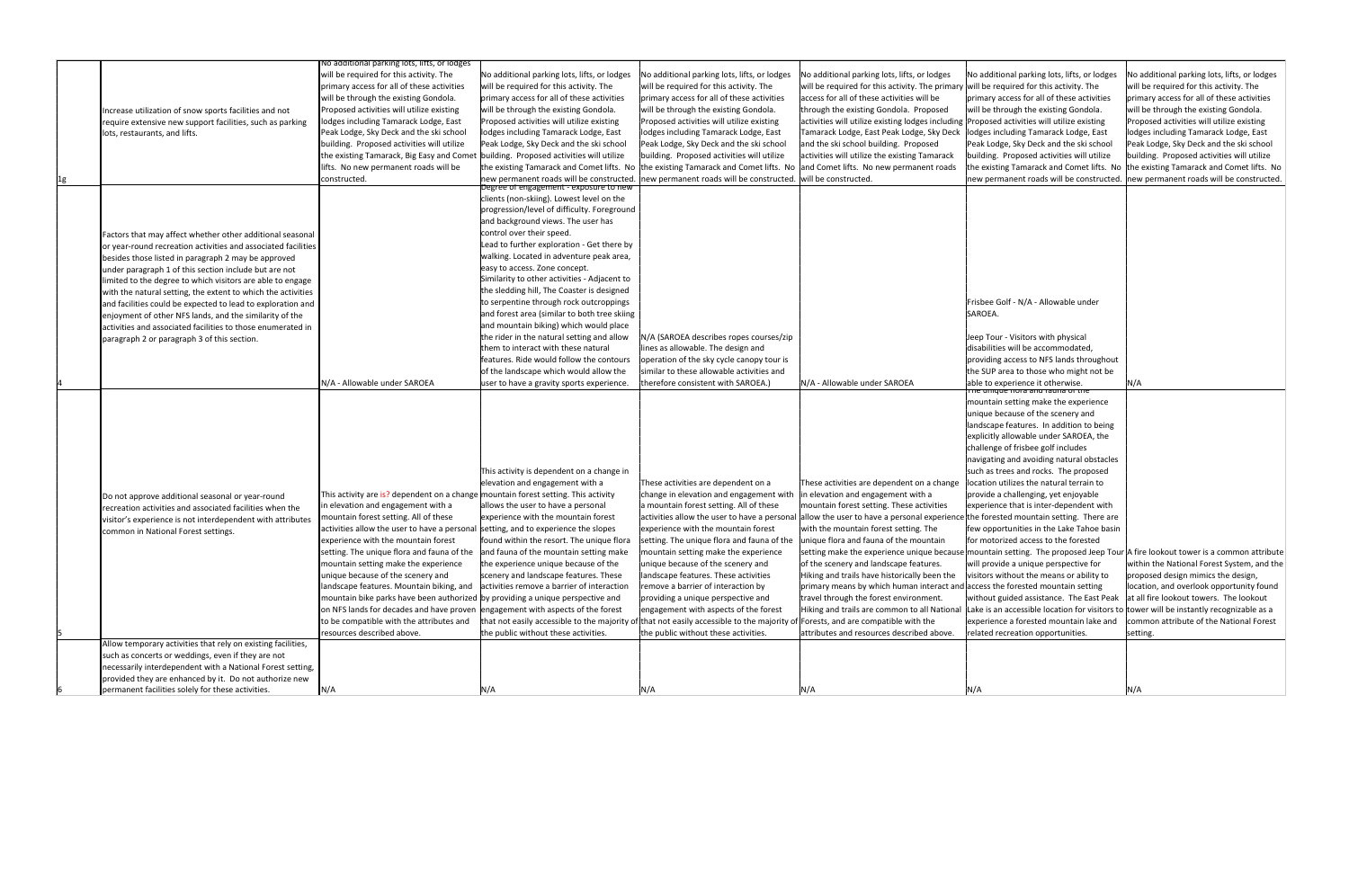| | | | | | | | |
|---|---|---|---|---|---|---|---|
| 1g | Increase utilization of snow sports facilities and not require extensive new support facilities, such as parking lots, restaurants, and lifts. | No additional parking lots, lifts, or lodges will be required for this activity. The primary access for all of these activities will be through the existing Gondola. Proposed activities will utilize existing lodges including Tamarack Lodge, East Peak Lodge, Sky Deck and the ski school building. Proposed activities will utilize the existing Tamarack, Big Easy and Comet lifts. No new permanent roads will be constructed. | No additional parking lots, lifts, or lodges will be required for this activity. The primary access for all of these activities will be through the existing Gondola. Proposed activities will utilize existing lodges including Tamarack Lodge, East Peak Lodge, Sky Deck and the ski school building. Proposed activities will utilize the existing Tamarack and Comet lifts. No new permanent roads will be constructed. | No additional parking lots, lifts, or lodges will be required for this activity. The primary access for all of these activities will be through the existing Gondola. Proposed activities will utilize existing lodges including Tamarack Lodge, East Peak Lodge, Sky Deck and the ski school building. Proposed activities will utilize the existing Tamarack and Comet lifts. No new permanent roads will be constructed. | No additional parking lots, lifts, or lodges will be required for this activity. The primary access for all of these activities will be through the existing Gondola. Proposed activities will utilize existing lodges including Tamarack Lodge, East Peak Lodge, Sky Deck and the ski school building. Proposed activities will utilize the existing Tamarack and Comet lifts. No new permanent roads will be constructed. | No additional parking lots, lifts, or lodges will be required for this activity. The primary access for all of these activities will be through the existing Gondola. Proposed activities will utilize existing lodges including Tamarack Lodge, East Peak Lodge, Sky Deck and the ski school building. Proposed activities will utilize the existing Tamarack and Comet lifts. No new permanent roads will be constructed. | No additional parking lots, lifts, or lodges will be required for this activity. The primary access for all of these activities will be through the existing Gondola. Proposed activities will utilize existing lodges including Tamarack Lodge, East Peak Lodge, Sky Deck and the ski school building. Proposed activities will utilize the existing Tamarack and Comet lifts. No new permanent roads will be constructed. |
| 4 | Factors that may affect whether other additional seasonal or year-round recreation activities and associated facilities besides those listed in paragraph 2 may be approved under paragraph 1 of this section include but are not limited to the degree to which visitors are able to engage with the natural setting, the extent to which the activities and facilities could be expected to lead to exploration and enjoyment of other NFS lands, and the similarity of the activities and associated facilities to those enumerated in paragraph 2 or paragraph 3 of this section. | N/A - Allowable under SAROEA | Degree of engagement - exposure to new clients (non-skiing). Lowest level on the progression/level of difficulty. Foreground and background views. The user has control over their speed. Lead to further exploration - Get there by walking. Located in adventure peak area, easy to access. Zone concept. Similarity to other activities - Adjacent to the sledding hill, The Coaster is designed to serpentine through rock outcroppings and forest area (similar to both tree skiing and mountain biking) which would place the rider in the natural setting and allow them to interact with these natural features. Ride would follow the contours of the landscape which would allow the user to have a gravity sports experience. | N/A (SAROEA describes ropes courses/zip lines as allowable. The design and operation of the sky cycle canopy tour is similar to these allowable activities and therefore consistent with SAROEA.) | N/A - Allowable under SAROEA | Frisbee Golf - N/A - Allowable under SAROEA.<br><br>Jeep Tour - Visitors with physical disabilities will be accommodated, providing access to NFS lands throughout the SUP area to those who might not be able to experience it otherwise. | N/A |
| 5 | Do not approve additional seasonal or year-round recreation activities and associated facilities when the visitor's experience is not interdependent with attributes common in National Forest settings. | This activity are is? dependent on a change in elevation and engagement with a mountain forest setting. All of these activities allow the user to have a personal experience with the mountain forest setting. The unique flora and fauna of the mountain setting make the experience unique because of the scenery and landscape features. Mountain biking, and mountain bike parks have been authorized on NFS lands for decades and have proven to be compatible with the attributes and resources described above. | This activity is dependent on a change in elevation and engagement with a mountain forest setting. This activity allows the user to have a personal experience with the mountain forest setting, and to experience the slopes found within the resort. The unique flora and fauna of the mountain setting make the experience unique because of the scenery and landscape features. These activities remove a barrier of interaction by providing a unique perspective and engagement with aspects of the forest that not easily accessible to the majority of the public without these activities. | These activities are dependent on a change in elevation and engagement with a mountain forest setting. All of these activities allow the user to have a personal experience with the mountain forest setting. The unique flora and fauna of the mountain setting make the experience unique because of the scenery and landscape features. These activities remove a barrier of interaction by providing a unique perspective and engagement with aspects of the forest that not easily accessible to the majority of the public without these activities. | These activities are dependent on a change in elevation and engagement with a mountain forest setting. These activities allow the user to have a personal experience with the mountain forest setting. The unique flora and fauna of the mountain setting make the experience unique because of the scenery and landscape features. Hiking and trails have historically been the primary means by which human interact and travel through the forest environment. Hiking and trails are common to all National Forests, and are compatible with the attributes and resources described above. | The unique flora and fauna of the mountain setting make the experience unique because of the scenery and landscape features. In addition to being explicitly allowable under SAROEA, the challenge of frisbee golf includes navigating and avoiding natural obstacles such as trees and rocks. The proposed location utilizes the natural terrain to provide a challenging, yet enjoyable experience that is inter-dependent with the forested mountain setting. There are few opportunities in the Lake Tahoe basin for motorized access to the forested mountain setting. The proposed Jeep Tour will provide a unique perspective for visitors without the means or ability to access the forested mountain setting without guided assistance. The East Peak Lake is an accessible location for visitors to experience a forested mountain lake and related recreation opportunities. | A fire lookout tower is a common attribute within the National Forest System, and the proposed design mimics the design, location, and overlook opportunity found at all fire lookout towers. The lookout tower will be instantly recognizable as a common attribute of the National Forest setting. |
| 6 | Allow temporary activities that rely on existing facilities, such as concerts or weddings, even if they are not necessarily interdependent with a National Forest setting, provided they are enhanced by it. Do not authorize new permanent facilities solely for these activities. | N/A | N/A | N/A | N/A | N/A | N/A |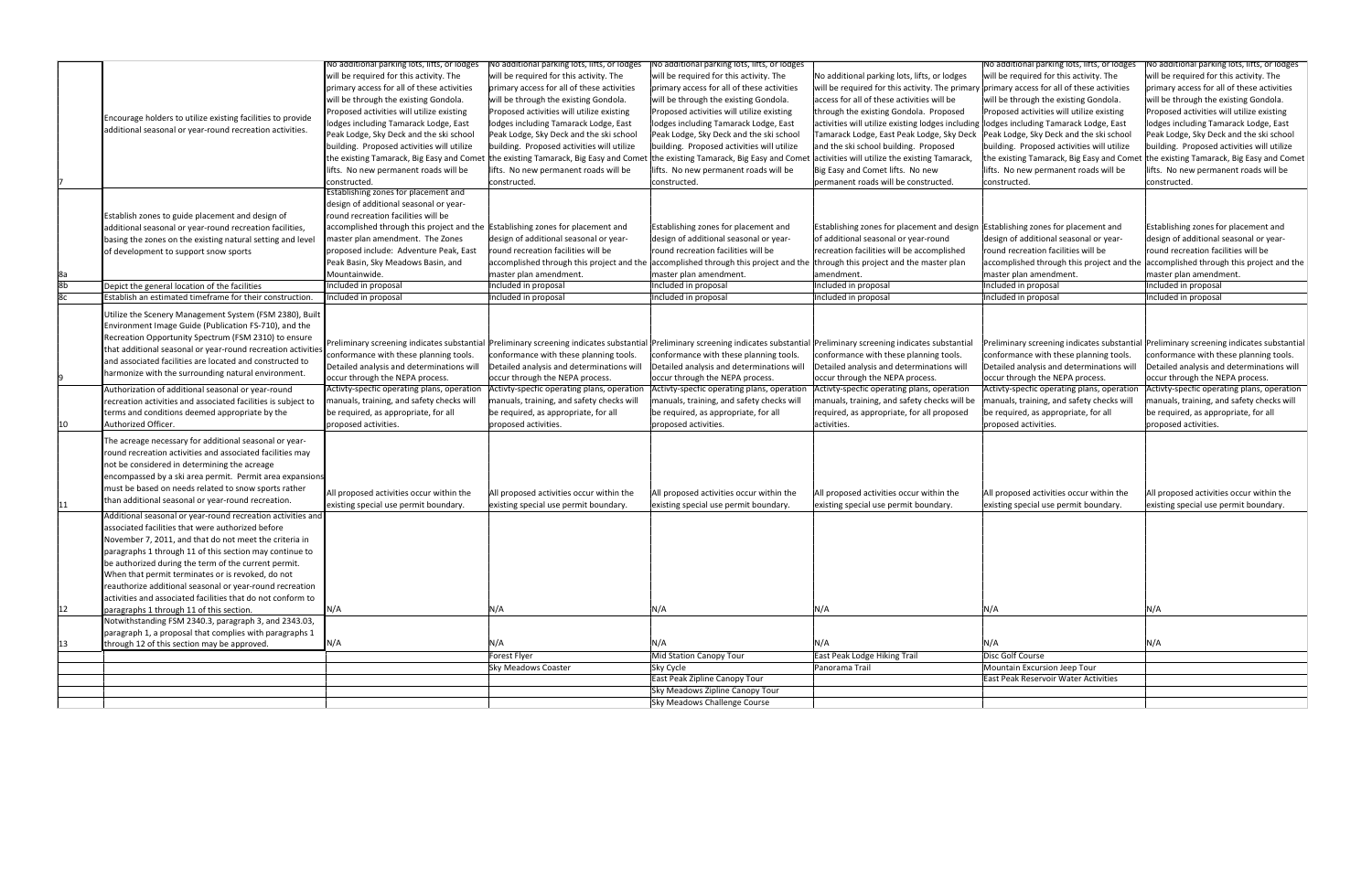| | | | | | | | |
|---|---|---|---|---|---|---|---|
| 7 | Encourage holders to utilize existing facilities to provide additional seasonal or year-round recreation activities. | No additional parking lots, lifts, or lodges will be required for this activity. The primary access for all of these activities will be through the existing Gondola. Proposed activities will utilize existing lodges including Tamarack Lodge, East Peak Lodge, Sky Deck and the ski school building. Proposed activities will utilize the existing Tamarack, Big Easy and Comet lifts. No new permanent roads will be constructed. | No additional parking lots, lifts, or lodges will be required for this activity. The primary access for all of these activities will be through the existing Gondola. Proposed activities will utilize existing lodges including Tamarack Lodge, East Peak Lodge, Sky Deck and the ski school building. Proposed activities will utilize the existing Tamarack, Big Easy and Comet lifts. No new permanent roads will be constructed. | No additional parking lots, lifts, or lodges will be required for this activity. The primary access for all of these activities will be through the existing Gondola. Proposed activities will utilize existing lodges including Tamarack Lodge, East Peak Lodge, Sky Deck and the ski school building. Proposed activities will utilize the existing Tamarack, Big Easy and Comet lifts. No new permanent roads will be constructed. | No additional parking lots, lifts, or lodges will be required for this activity. The primary access for all of these activities will be through the existing Gondola. Proposed activities will utilize existing lodges including Tamarack Lodge, East Peak Lodge, Sky Deck and the ski school building. Proposed activities will utilize the existing Tamarack, Big Easy and Comet lifts. No new permanent roads will be constructed. | No additional parking lots, lifts, or lodges will be required for this activity. The primary access for all of these activities will be through the existing Gondola. Proposed activities will utilize existing lodges including Tamarack Lodge, East Peak Lodge, Sky Deck and the ski school building. Proposed activities will utilize the existing Tamarack, Big Easy and Comet lifts. No new permanent roads will be constructed. | No additional parking lots, lifts, or lodges will be required for this activity. The primary access for all of these activities will be through the existing Gondola. Proposed activities will utilize existing lodges including Tamarack Lodge, East Peak Lodge, Sky Deck and the ski school building. Proposed activities will utilize the existing Tamarack, Big Easy and Comet lifts. No new permanent roads will be constructed. |
| 8a | Establish zones to guide placement and design of additional seasonal or year-round recreation facilities, basing the zones on the existing natural setting and level of development to support snow sports | Establishing zones for placement and design of additional seasonal or year-round recreation facilities will be accomplished through this project and the master plan amendment. The Zones proposed include: Adventure Peak, East Peak Basin, Sky Meadows Basin, and Mountainwide. | Establishing zones for placement and design of additional seasonal or year-round recreation facilities will be accomplished through this project and the master plan amendment. | Establishing zones for placement and design of additional seasonal or year-round recreation facilities will be accomplished through this project and the master plan amendment. | Establishing zones for placement and design of additional seasonal or year-round recreation facilities will be accomplished through this project and the master plan amendment. | Establishing zones for placement and design of additional seasonal or year-round recreation facilities will be accomplished through this project and the master plan amendment. | Establishing zones for placement and design of additional seasonal or year-round recreation facilities will be accomplished through this project and the master plan amendment. |
| 8b | Depict the general location of the facilities | Included in proposal | Included in proposal | Included in proposal | Included in proposal | Included in proposal | Included in proposal |
| 8c | Establish an estimated timeframe for their construction. | Included in proposal | Included in proposal | Included in proposal | Included in proposal | Included in proposal | Included in proposal |
| 9 | Utilize the Scenery Management System (FSM 2380), Built Environment Image Guide (Publication FS-710), and the Recreation Opportunity Spectrum (FSM 2310) to ensure that additional seasonal or year-round recreation activities and associated facilities are located and constructed to harmonize with the surrounding natural environment. | Preliminary screening indicates substantial conformance with these planning tools. Detailed analysis and determinations will occur through the NEPA process. | Preliminary screening indicates substantial conformance with these planning tools. Detailed analysis and determinations will occur through the NEPA process. | Preliminary screening indicates substantial conformance with these planning tools. Detailed analysis and determinations will occur through the NEPA process. | Preliminary screening indicates substantial conformance with these planning tools. Detailed analysis and determinations will occur through the NEPA process. | Preliminary screening indicates substantial conformance with these planning tools. Detailed analysis and determinations will occur through the NEPA process. | Preliminary screening indicates substantial conformance with these planning tools. Detailed analysis and determinations will occur through the NEPA process. |
| 10 | Authorization of additional seasonal or year-round recreation activities and associated facilities is subject to terms and conditions deemed appropriate by the Authorized Officer. | Activty-spectic operating plans, operation manuals, training, and safety checks will be required, as appropriate, for all proposed activities. | Activty-spectic operating plans, operation manuals, training, and safety checks will be required, as appropriate, for all proposed activities. | Activty-spectic operating plans, operation manuals, training, and safety checks will be required, as appropriate, for all proposed activities. | Activty-spectic operating plans, operation manuals, training, and safety checks will be required, as appropriate, for all proposed activities. | Activty-spectic operating plans, operation manuals, training, and safety checks will be required, as appropriate, for all proposed activities. | Activty-spectic operating plans, operation manuals, training, and safety checks will be required, as appropriate, for all proposed activities. |
| 11 | The acreage necessary for additional seasonal or year-round recreation activities and associated facilities may not be considered in determining the acreage encompassed by a ski area permit. Permit area expansions must be based on needs related to snow sports rather than additional seasonal or year-round recreation. | All proposed activities occur within the existing special use permit boundary. | All proposed activities occur within the existing special use permit boundary. | All proposed activities occur within the existing special use permit boundary. | All proposed activities occur within the existing special use permit boundary. | All proposed activities occur within the existing special use permit boundary. | All proposed activities occur within the existing special use permit boundary. |
| 12 | Additional seasonal or year-round recreation activities and associated facilities that were authorized before November 7, 2011, and that do not meet the criteria in paragraphs 1 through 11 of this section may continue to be authorized during the term of the current permit. When that permit terminates or is revoked, do not reauthorize additional seasonal or year-round recreation activities and associated facilities that do not conform to paragraphs 1 through 11 of this section. | N/A | N/A | N/A | N/A | N/A | N/A |
| 13 | Notwithstanding FSM 2340.3, paragraph 3, and 2343.03, paragraph 1, a proposal that complies with paragraphs 1 through 12 of this section may be approved. | N/A | N/A | N/A | N/A | N/A | N/A |
| | | | Forest Flyer | Mid Station Canopy Tour | East Peak Lodge Hiking Trail | Disc Golf Course | |
| | | | Sky Meadows Coaster | Sky Cycle | Panorama Trail | Mountain Excursion Jeep Tour | |
| | | | | East Peak Zipline Canopy Tour | | East Peak Reservoir Water Activities | |
| | | | | Sky Meadows Zipline Canopy Tour | | | |
| | | | | Sky Meadows Challenge Course | | | |